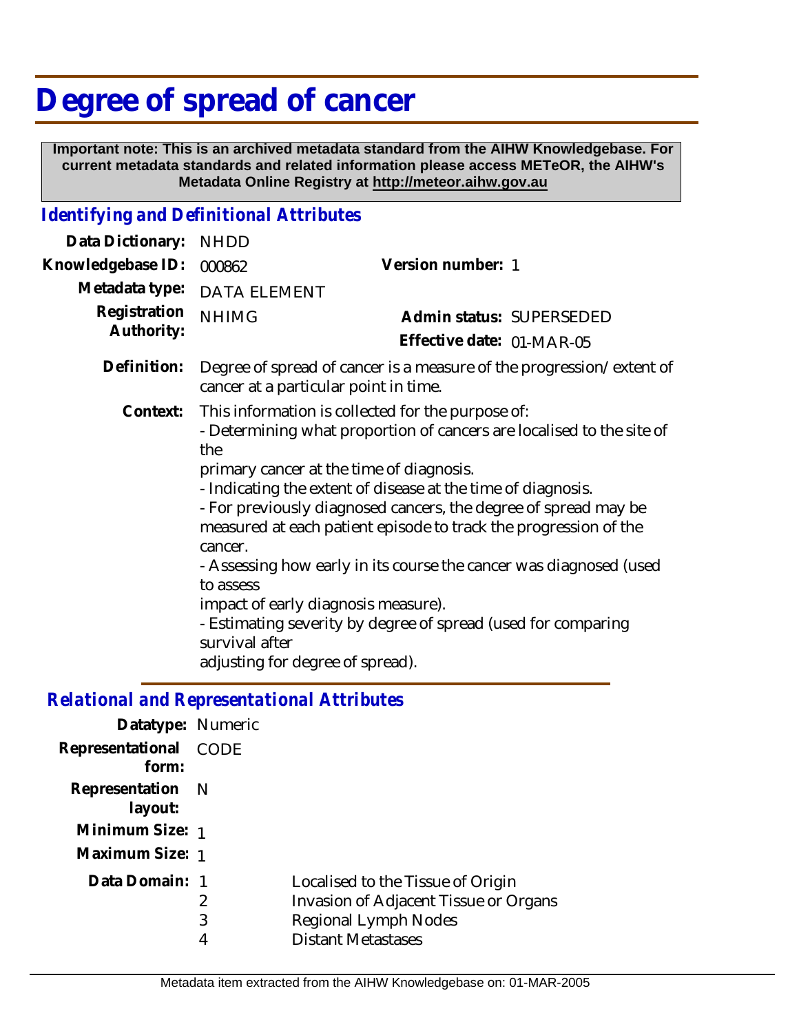# Degree of spread of cancer

**Important note: This is an archived metadata standard from the AIHW Knowledgebase. For current metadata standards and related information please access METeOR, the AIHW's Metadata Online Registry at http://meteor.aihw.gov.au**

## *Identifying and Definitional Attributes*

| | | | |
|---|---|---|---|
| **Data Dictionary:** | NHDD | | |
| **Knowledgebase ID:** | 000862 | **Version number:** | 1 |
| **Metadata type:** | DATA ELEMENT | | |
| **Registration Authority:** | NHIMG | **Admin status:** | SUPERSEDED |
| | | **Effective date:** | 01-MAR-05 |

**Definition:** Degree of spread of cancer is a measure of the progression/extent of cancer at a particular point in time.

**Context:** This information is collected for the purpose of:
- Determining what proportion of cancers are localised to the site of the primary cancer at the time of diagnosis.
- Indicating the extent of disease at the time of diagnosis.
- For previously diagnosed cancers, the degree of spread may be measured at each patient episode to track the progression of the cancer.
- Assessing how early in its course the cancer was diagnosed (used to assess impact of early diagnosis measure).
- Estimating severity by degree of spread (used for comparing survival after adjusting for degree of spread).

## *Relational and Representational Attributes*

**Datatype:** Numeric

**Representational form:** CODE

**Representation layout:** N

**Minimum Size:** 1

**Maximum Size:** 1

**Data Domain:**

| Code | Description |
|---|---|
| 1 | Localised to the Tissue of Origin |
| 2 | Invasion of Adjacent Tissue or Organs |
| 3 | Regional Lymph Nodes |
| 4 | Distant Metastases |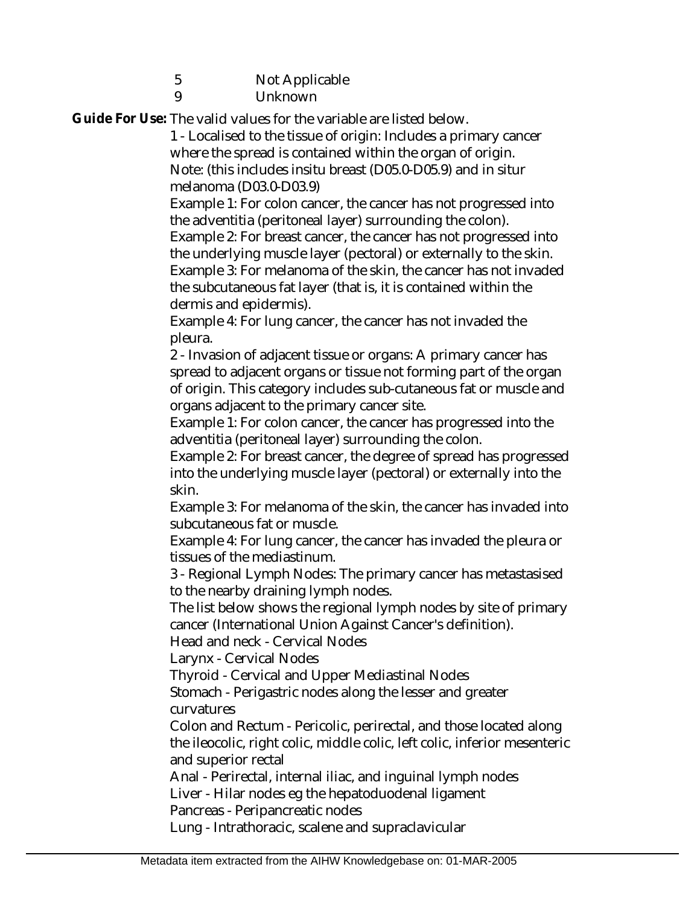| | |
|---|---|
| 5 | Not Applicable |
| 9 | Unknown |

**Guide For Use:** The valid values for the variable are listed below.

1 - Localised to the tissue of origin: Includes a primary cancer where the spread is contained within the organ of origin.
Note: (this includes insitu breast (D05.0-D05.9) and in situr melanoma (D03.0-D03.9)
Example 1: For colon cancer, the cancer has not progressed into the adventitia (peritoneal layer) surrounding the colon).
Example 2: For breast cancer, the cancer has not progressed into the underlying muscle layer (pectoral) or externally to the skin.
Example 3: For melanoma of the skin, the cancer has not invaded the subcutaneous fat layer (that is, it is contained within the dermis and epidermis).
Example 4: For lung cancer, the cancer has not invaded the pleura.

2 - Invasion of adjacent tissue or organs: A primary cancer has spread to adjacent organs or tissue not forming part of the organ of origin. This category includes sub-cutaneous fat or muscle and organs adjacent to the primary cancer site.
Example 1: For colon cancer, the cancer has progressed into the adventitia (peritoneal layer) surrounding the colon.
Example 2: For breast cancer, the degree of spread has progressed into the underlying muscle layer (pectoral) or externally into the skin.
Example 3: For melanoma of the skin, the cancer has invaded into subcutaneous fat or muscle.
Example 4: For lung cancer, the cancer has invaded the pleura or tissues of the mediastinum.

3 - Regional Lymph Nodes: The primary cancer has metastasised to the nearby draining lymph nodes.
The list below shows the regional lymph nodes by site of primary cancer (International Union Against Cancer's definition).
Head and neck - Cervical Nodes
Larynx - Cervical Nodes
Thyroid - Cervical and Upper Mediastinal Nodes
Stomach - Perigastric nodes along the lesser and greater curvatures
Colon and Rectum - Pericolic, perirectal, and those located along the ileocolic, right colic, middle colic, left colic, inferior mesenteric and superior rectal
Anal - Perirectal, internal iliac, and inguinal lymph nodes
Liver - Hilar nodes eg the hepatoduodenal ligament
Pancreas - Peripancreatic nodes
Lung - Intrathoracic, scalene and supraclavicular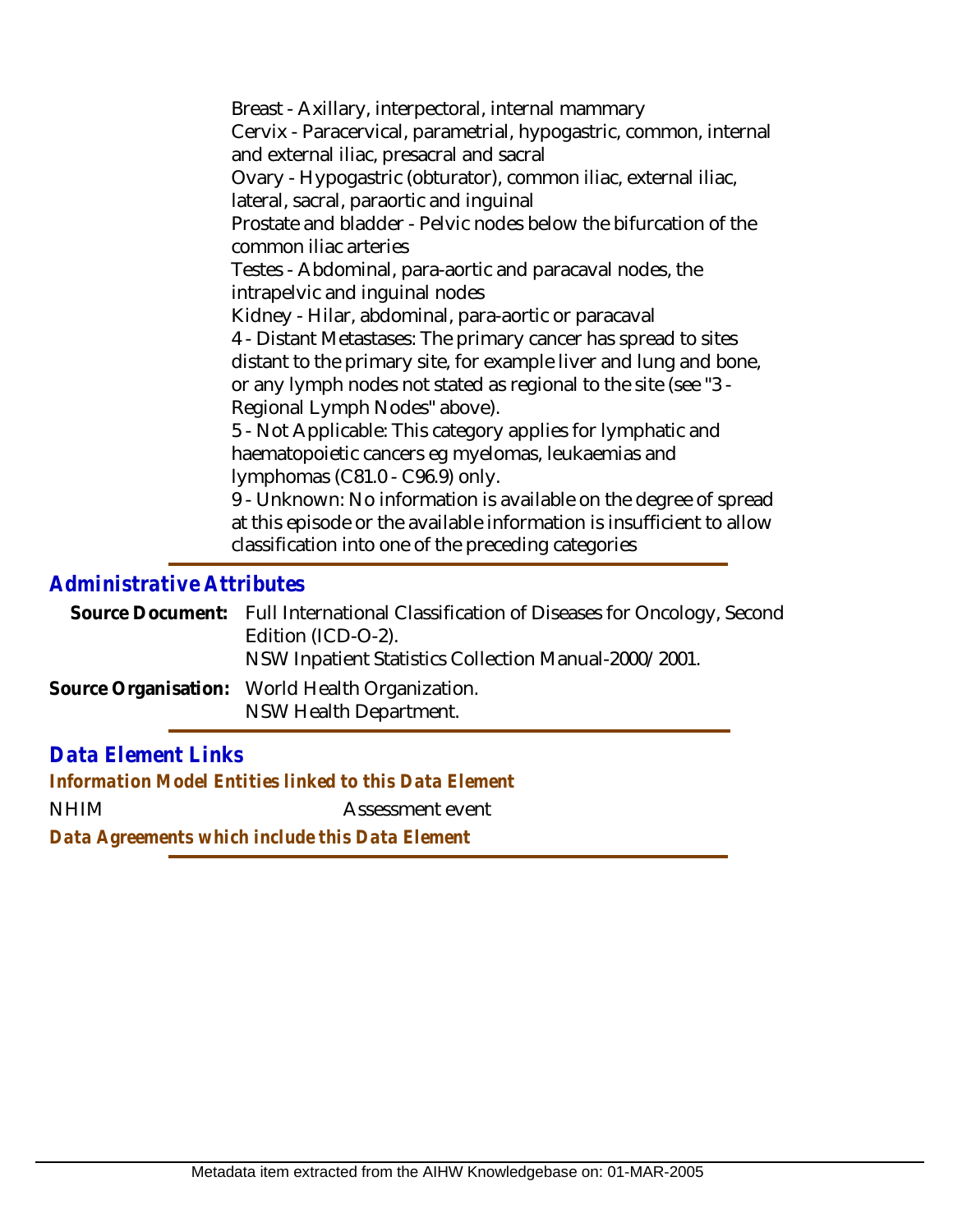Breast - Axillary, interpectoral, internal mammary
Cervix - Paracervical, parametrial, hypogastric, common, internal and external iliac, presacral and sacral
Ovary - Hypogastric (obturator), common iliac, external iliac, lateral, sacral, paraortic and inguinal
Prostate and bladder - Pelvic nodes below the bifurcation of the common iliac arteries
Testes - Abdominal, para-aortic and paracaval nodes, the intrapelvic and inguinal nodes
Kidney - Hilar, abdominal, para-aortic or paracaval
4 - Distant Metastases: The primary cancer has spread to sites distant to the primary site, for example liver and lung and bone, or any lymph nodes not stated as regional to the site (see "3 - Regional Lymph Nodes" above).
5 - Not Applicable: This category applies for lymphatic and haematopoietic cancers eg myelomas, leukaemias and lymphomas (C81.0 - C96.9) only.
9 - Unknown: No information is available on the degree of spread at this episode or the available information is insufficient to allow classification into one of the preceding categories

## Administrative Attributes

**Source Document:** Full International Classification of Diseases for Oncology, Second Edition (ICD-O-2).
NSW Inpatient Statistics Collection Manual-2000/2001.

**Source Organisation:** World Health Organization.
NSW Health Department.

## Data Element Links

### Information Model Entities linked to this Data Element

| | |
|---|---|
| NHIM | Assessment event |

### Data Agreements which include this Data Element

Metadata item extracted from the AIHW Knowledgebase on: 01-MAR-2005